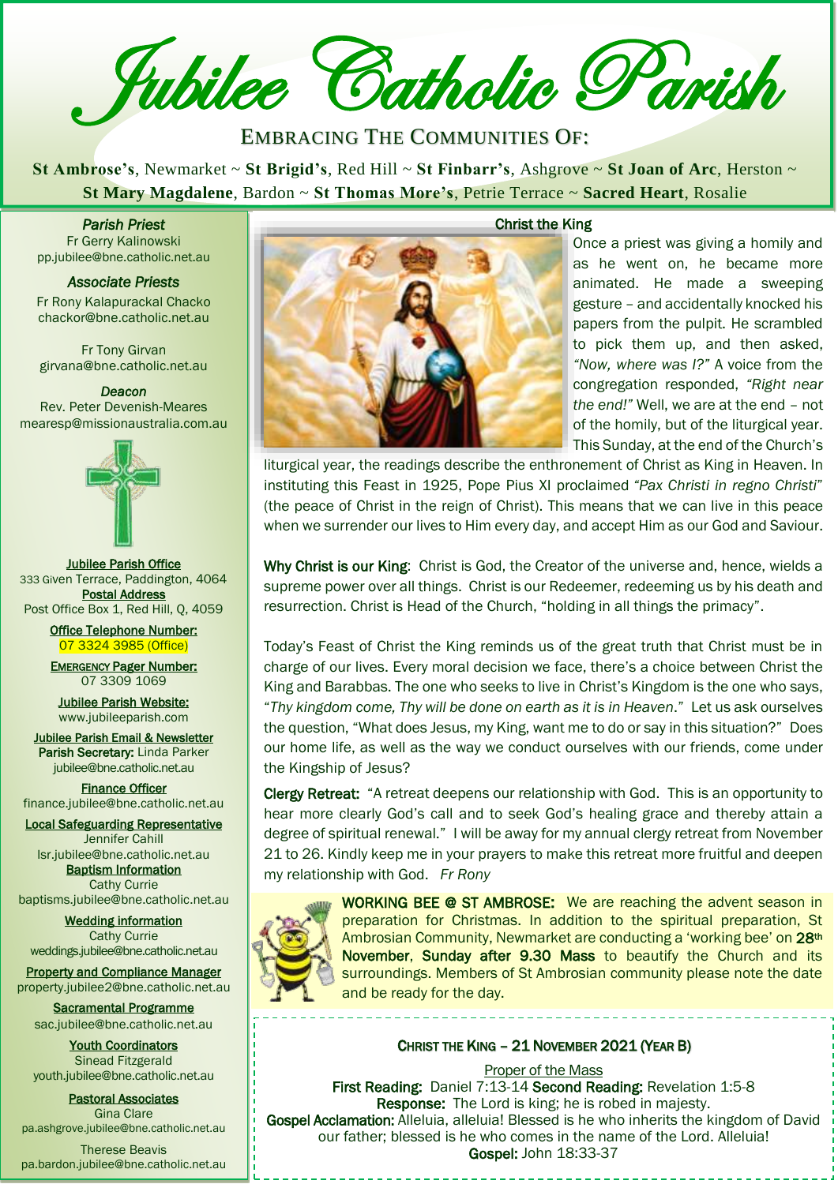# Jubilee Catholic Parish

EMBRACING THE COMMUNITIES OF:

**St Ambrose's**, Newmarket ~ **St Brigid's**, Red Hill ~ **St Finbarr's**, Ashgrove ~ **St Joan of Arc**, Herston ~ **St Mary Magdalene**, Bardon ~ **St Thomas More's**, Petrie Terrace ~ **Sacred Heart**, Rosalie

*Parish Priest*
Fr Gerry Kalinowski
pp.jubilee@bne.catholic.net.au

*Associate Priests*
Fr Rony Kalapurackal Chacko
chackor@bne.catholic.net.au

Fr Tony Girvan
girvana@bne.catholic.net.au

*Deacon*
Rev. Peter Devenish-Meares
mearesp@missionaustralia.com.au

**Jubilee Parish Office**
333 Given Terrace, Paddington, 4064

**Postal Address**
Post Office Box 1, Red Hill, Q, 4059

**Office Telephone Number:**
07 3324 3985 (Office)

**EMERGENCY Pager Number:**
07 3309 1069

**Jubilee Parish Website:**
www.jubileeparish.com

**Jubilee Parish Email & Newsletter**
**Parish Secretary:** Linda Parker
jubilee@bne.catholic.net.au

**Finance Officer**
finance.jubilee@bne.catholic.net.au

**Local Safeguarding Representative**
Jennifer Cahill
lsr.jubilee@bne.catholic.net.au

**Baptism Information**
Cathy Currie
baptisms.jubilee@bne.catholic.net.au

**Wedding information**
Cathy Currie
weddings.jubilee@bne.catholic.net.au

**Property and Compliance Manager**
property.jubilee2@bne.catholic.net.au

**Sacramental Programme**
sac.jubilee@bne.catholic.net.au

**Youth Coordinators**
Sinead Fitzgerald
youth.jubilee@bne.catholic.net.au

**Pastoral Associates**
Gina Clare
pa.ashgrove.jubilee@bne.catholic.net.au

Therese Beavis
pa.bardon.jubilee@bne.catholic.net.au

## Christ the King

Once a priest was giving a homily and as he went on, he became more animated. He made a sweeping gesture – and accidentally knocked his papers from the pulpit. He scrambled to pick them up, and then asked, *"Now, where was I?"* A voice from the congregation responded, *"Right near the end!"* Well, we are at the end – not of the homily, but of the liturgical year. This Sunday, at the end of the Church's liturgical year, the readings describe the enthronement of Christ as King in Heaven. In instituting this Feast in 1925, Pope Pius XI proclaimed *"Pax Christi in regno Christi"* (the peace of Christ in the reign of Christ). This means that we can live in this peace when we surrender our lives to Him every day, and accept Him as our God and Saviour.

**Why Christ is our King**: Christ is God, the Creator of the universe and, hence, wields a supreme power over all things. Christ is our Redeemer, redeeming us by his death and resurrection. Christ is Head of the Church, "holding in all things the primacy".

Today's Feast of Christ the King reminds us of the great truth that Christ must be in charge of our lives. Every moral decision we face, there's a choice between Christ the King and Barabbas. The one who seeks to live in Christ's Kingdom is the one who says, "*Thy kingdom come, Thy will be done on earth as it is in Heaven*." Let us ask ourselves the question, "What does Jesus, my King, want me to do or say in this situation?" Does our home life, as well as the way we conduct ourselves with our friends, come under the Kingship of Jesus?

**Clergy Retreat:** "A retreat deepens our relationship with God. This is an opportunity to hear more clearly God's call and to seek God's healing grace and thereby attain a degree of spiritual renewal." I will be away for my annual clergy retreat from November 21 to 26. Kindly keep me in your prayers to make this retreat more fruitful and deepen my relationship with God. *Fr Rony*

**WORKING BEE @ ST AMBROSE:** We are reaching the advent season in preparation for Christmas. In addition to the spiritual preparation, St Ambrosian Community, Newmarket are conducting a 'working bee' on **28th November**, **Sunday after 9.30 Mass** to beautify the Church and its surroundings. Members of St Ambrosian community please note the date and be ready for the day.

### CHRIST THE KING – 21 NOVEMBER 2021 (YEAR B)

Proper of the Mass

**First Reading:** Daniel 7:13-14 **Second Reading:** Revelation 1:5-8
**Response:** The Lord is king; he is robed in majesty.
**Gospel Acclamation:** Alleluia, alleluia! Blessed is he who inherits the kingdom of David our father; blessed is he who comes in the name of the Lord. Alleluia!
**Gospel:** John 18:33-37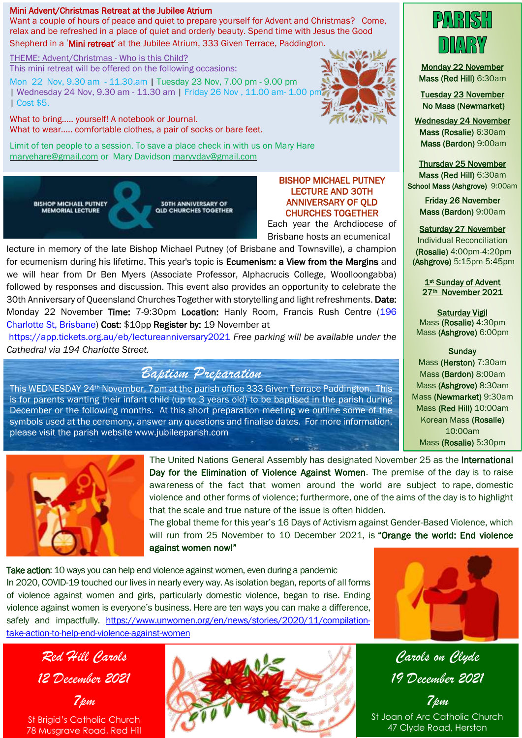## Mini Advent/Christmas Retreat at the Jubilee Atrium

Want a couple of hours of peace and quiet to prepare yourself for Advent and Christmas? Come, relax and be refreshed in a place of quiet and orderly beauty. Spend time with Jesus the Good Shepherd in a '**Mini retreat**' at the Jubilee Atrium, 333 Given Terrace, Paddington.

THEME: Advent/Christmas - Who is this Child?

This mini retreat will be offered on the following occasions:

Mon 22 Nov, 9.30 am - 11.30.am | Tuesday 23 Nov, 7.00 pm - 9.00 pm | Wednesday 24 Nov, 9.30 am - 11.30 am | Friday 26 Nov , 11.00 am- 1.00 pm | Cost $5.

What to bring..... yourself! A notebook or Journal.
What to wear..... comfortable clothes, a pair of socks or bare feet.

Limit of ten people to a session. To save a place check in with us on Mary Hare maryehare@gmail.com or Mary Davidson maryvdav@gmail.com

## BISHOP MICHAEL PUTNEY LECTURE AND 30TH ANNIVERSARY OF QLD CHURCHES TOGETHER

BISHOP MICHAEL PUTNEY MEMORIAL LECTURE & 30TH ANNIVERSARY OF QLD CHURCHES TOGETHER

Each year the Archdiocese of Brisbane hosts an ecumenical lecture in memory of the late Bishop Michael Putney (of Brisbane and Townsville), a champion for ecumenism during his lifetime. This year's topic is **Ecumenism: a View from the Margins** and we will hear from Dr Ben Myers (Associate Professor, Alphacrucis College, Woolloongabba) followed by responses and discussion. This event also provides an opportunity to celebrate the 30th Anniversary of Queensland Churches Together with storytelling and light refreshments. **Date:** Monday 22 November **Time:** 7-9:30pm **Location:** Hanly Room, Francis Rush Centre (196 Charlotte St, Brisbane) **Cost:** $10pp **Register by:** 19 November at https://app.tickets.org.au/eb/lectureanniversary2021 *Free parking will be available under the Cathedral via 194 Charlotte Street.*

## Baptism Preparation

This WEDNESDAY 24th November, 7pm at the parish office 333 Given Terrace Paddington. This is for parents wanting their infant child (up to 3 years old) to be baptised in the parish during December or the following months. At this short preparation meeting we outline some of the symbols used at the ceremony, answer any questions and finalise dates. For more information, please visit the parish website www.jubileeparish.com

# PARISH DIARY

**Monday 22 November**
**Mass (Red Hill)** 6:30am

**Tuesday 23 November**
**No Mass (Newmarket)**

**Wednesday 24 November**
**Mass (Rosalie)** 6:30am
**Mass (Bardon)** 9:00am

**Thursday 25 November**
**Mass (Red Hill)** 6:30am
**School Mass (Ashgrove)** 9:00am

**Friday 26 November**
**Mass (Bardon)** 9:00am

**Saturday 27 November**
Individual Reconciliation
**(Rosalie)** 4:00pm-4:20pm
**(Ashgrove)** 5:15pm-5:45pm

**1st Sunday of Advent 27th November 2021**

**Saturday Vigil**
Mass **(Rosalie)** 4:30pm
Mass **(Ashgrove)** 6:00pm

**Sunday**
Mass **(Herston)** 7:30am
Mass **(Bardon)** 8:00am
Mass **(Ashgrove)** 8:30am
Mass **(Newmarket)** 9:30am
Mass **(Red Hill)** 10:00am
Korean Mass **(Rosalie)** 10:00am
Mass **(Rosalie)** 5:30pm

The United Nations General Assembly has designated November 25 as the **International Day for the Elimination of Violence Against Women**. The premise of the day is to raise awareness of the fact that women around the world are subject to rape, domestic violence and other forms of violence; furthermore, one of the aims of the day is to highlight that the scale and true nature of the issue is often hidden.

The global theme for this year's 16 Days of Activism against Gender-Based Violence, which will run from 25 November to 10 December 2021, is **"Orange the world: End violence against women now!"**

**Take action:** 10 ways you can help end violence against women, even during a pandemic

In 2020, COVID-19 touched our lives in nearly every way. As isolation began, reports of all forms of violence against women and girls, particularly domestic violence, began to rise. Ending violence against women is everyone's business. Here are ten ways you can make a difference, safely and impactfully. https://www.unwomen.org/en/news/stories/2020/11/compilation-take-action-to-help-end-violence-against-women

*Red Hill Carols*
*12 December 2021*
*7pm*
St Brigid's Catholic Church
78 Musgrave Road, Red Hill

*Carols on Clyde*
*19 December 2021*
*7pm*
St Joan of Arc Catholic Church
47 Clyde Road, Herston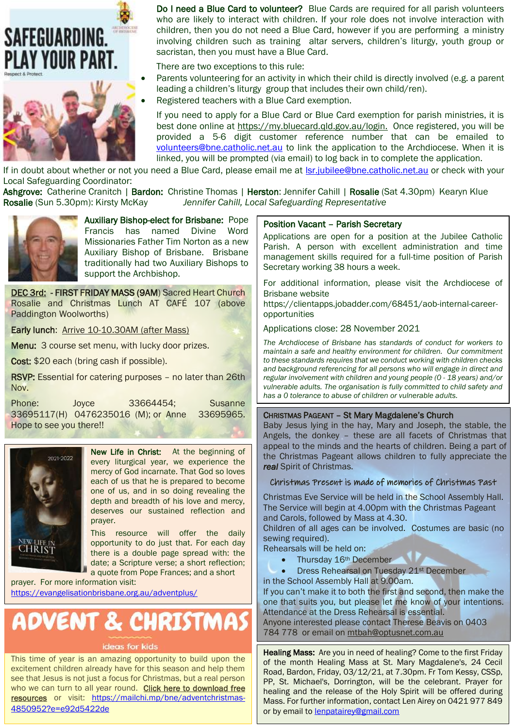SAFEGUARDING. PLAY YOUR PART.

Respect & Protect

**Do I need a Blue Card to volunteer?** Blue Cards are required for all parish volunteers who are likely to interact with children. If your role does not involve interaction with children, then you do not need a Blue Card, however if you are performing a ministry involving children such as training altar servers, children's liturgy, youth group or sacristan, then you must have a Blue Card.

There are two exceptions to this rule:

- Parents volunteering for an activity in which their child is directly involved (e.g. a parent leading a children's liturgy group that includes their own child/ren).
- Registered teachers with a Blue Card exemption.

If you need to apply for a Blue Card or Blue Card exemption for parish ministries, it is best done online at https://my.bluecard.qld.gov.au/login. Once registered, you will be provided a 5-6 digit customer reference number that can be emailed to volunteers@bne.catholic.net.au to link the application to the Archdiocese. When it is linked, you will be prompted (via email) to log back in to complete the application.

If in doubt about whether or not you need a Blue Card, please email me at lsr.jubilee@bne.catholic.net.au or check with your Local Safeguarding Coordinator:

**Ashgrove:** Catherine Cranitch | **Bardon:** Christine Thomas | **Herston**: Jennifer Cahill | **Rosalie** (Sat 4.30pm) Kearyn Klue
**Rosalie** (Sun 5.30pm): Kirsty McKay *Jennifer Cahill, Local Safeguarding Representative*

**Auxiliary Bishop-elect for Brisbane:** Pope Francis has named Divine Word Missionaries Father Tim Norton as a new Auxiliary Bishop of Brisbane. Brisbane traditionally had two Auxiliary Bishops to support the Archbishop.

**DEC 3rd: - FIRST FRIDAY MASS (9AM)** Sacred Heart Church Rosalie and Christmas Lunch AT CAFÉ 107 (above Paddington Woolworths)

**Early lunch:** Arrive 10-10.30AM (after Mass)

**Menu:** 3 course set menu, with lucky door prizes.

**Cost:** $20 each (bring cash if possible).

**RSVP:** Essential for catering purposes – no later than 26th Nov.

Phone: Joyce 33664454; Susanne 33695117(H) 0476235016 (M); or Anne 33695965. Hope to see you there!!

**New Life in Christ:** At the beginning of every liturgical year, we experience the mercy of God incarnate. That God so loves each of us that he is prepared to become one of us, and in so doing revealing the depth and breadth of his love and mercy, deserves our sustained reflection and prayer.

This resource will offer the daily opportunity to do just that. For each day there is a double page spread with: the date; a Scripture verse; a short reflection; a quote from Pope Frances; and a short prayer. For more information visit: https://evangelisationbrisbane.org.au/adventplus/

# ADVENT & CHRISTMAS

ideas for kids

This time of year is an amazing opportunity to build upon the excitement children already have for this season and help them see that Jesus is not just a focus for Christmas, but a real person who we can turn to all year round. **Click here to download free resources** or visit: https://mailchi.mp/bne/adventchristmas-4850952?e=e92d5422de

**Position Vacant – Parish Secretary**

Applications are open for a position at the Jubilee Catholic Parish. A person with excellent administration and time management skills required for a full-time position of Parish Secretary working 38 hours a week.

For additional information, please visit the Archdiocese of Brisbane website https://clientapps.jobadder.com/68451/aob-internal-career-opportunities

Applications close: 28 November 2021

*The Archdiocese of Brisbane has standards of conduct for workers to maintain a safe and healthy environment for children. Our commitment to these standards requires that we conduct working with children checks and background referencing for all persons who will engage in direct and regular involvement with children and young people (0 - 18 years) and/or vulnerable adults. The organisation is fully committed to child safety and has a 0 tolerance to abuse of children or vulnerable adults.*

**CHRISTMAS PAGEANT – St Mary Magdalene's Church**

Baby Jesus lying in the hay, Mary and Joseph, the stable, the Angels, the donkey – these are all facets of Christmas that appeal to the minds and the hearts of children. Being a part of the Christmas Pageant allows children to fully appreciate the ***real*** Spirit of Christmas.

*Christmas Present is made of memories of Christmas Past*

Christmas Eve Service will be held in the School Assembly Hall. The Service will begin at 4.00pm with the Christmas Pageant and Carols, followed by Mass at 4.30.

Children of all ages can be involved. Costumes are basic (no sewing required).

Rehearsals will be held on:

- Thursday 16th December
- Dress Rehearsal on Tuesday 21st December

in the School Assembly Hall at 9.00am.

If you can't make it to both the first and second, then make the one that suits you, but please let me know of your intentions. Attendance at the Dress Rehearsal is essential.

Anyone interested please contact Therese Beavis on 0403 784 778 or email on mtbah@optusnet.com.au

**Healing Mass:** Are you in need of healing? Come to the first Friday of the month Healing Mass at St. Mary Magdalene's, 24 Cecil Road, Bardon, Friday, 03/12/21, at 7.30pm. Fr Tom Kessy, CSSp, PP, St. Michael's, Dorrington, will be the celebrant. Prayer for healing and the release of the Holy Spirit will be offered during Mass. For further information, contact Len Airey on 0421 977 849 or by email to lenpatairey@gmail.com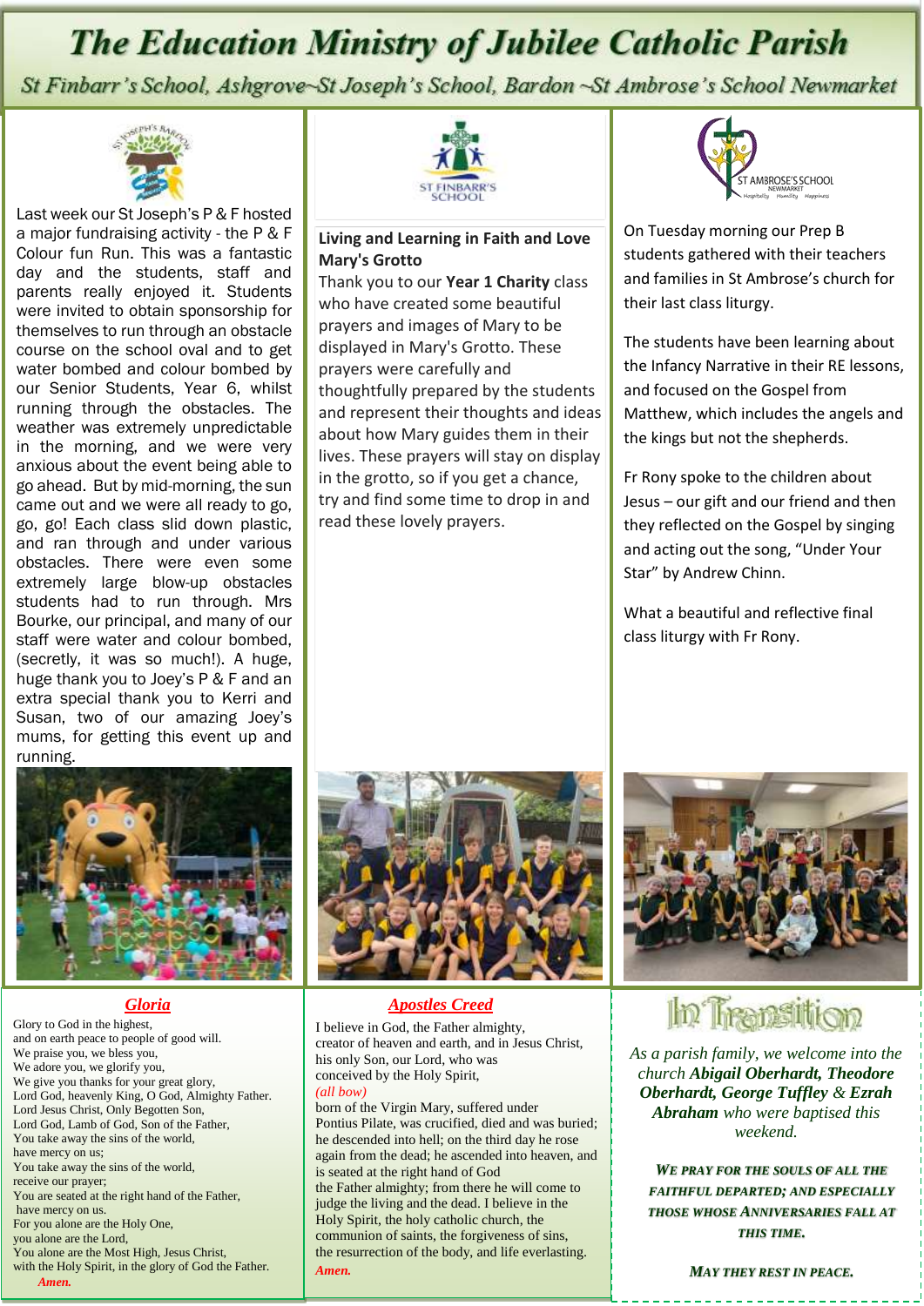# The Education Ministry of Jubilee Catholic Parish

*St Finbarr's School, Ashgrove~St Joseph's School, Bardon ~St Ambrose's School Newmarket*

Last week our St Joseph's P & F hosted a major fundraising activity - the P & F Colour fun Run. This was a fantastic day and the students, staff and parents really enjoyed it. Students were invited to obtain sponsorship for themselves to run through an obstacle course on the school oval and to get water bombed and colour bombed by our Senior Students, Year 6, whilst running through the obstacles. The weather was extremely unpredictable in the morning, and we were very anxious about the event being able to go ahead. But by mid-morning, the sun came out and we were all ready to go, go, go! Each class slid down plastic, and ran through and under various obstacles. There were even some extremely large blow-up obstacles students had to run through. Mrs Bourke, our principal, and many of our staff were water and colour bombed, (secretly, it was so much!). A huge, huge thank you to Joey's P & F and an extra special thank you to Kerri and Susan, two of our amazing Joey's mums, for getting this event up and running.

**Living and Learning in Faith and Love Mary's Grotto**

Thank you to our **Year 1 Charity** class who have created some beautiful prayers and images of Mary to be displayed in Mary's Grotto. These prayers were carefully and thoughtfully prepared by the students and represent their thoughts and ideas about how Mary guides them in their lives. These prayers will stay on display in the grotto, so if you get a chance, try and find some time to drop in and read these lovely prayers.

On Tuesday morning our Prep B students gathered with their teachers and families in St Ambrose's church for their last class liturgy.

The students have been learning about the Infancy Narrative in their RE lessons, and focused on the Gospel from Matthew, which includes the angels and the kings but not the shepherds.

Fr Rony spoke to the children about Jesus – our gift and our friend and then they reflected on the Gospel by singing and acting out the song, "Under Your Star" by Andrew Chinn.

What a beautiful and reflective final class liturgy with Fr Rony.

## *Gloria*

Glory to God in the highest,
and on earth peace to people of good will.
We praise you, we bless you,
We adore you, we glorify you,
We give you thanks for your great glory,
Lord God, heavenly King, O God, Almighty Father.
Lord Jesus Christ, Only Begotten Son,
Lord God, Lamb of God, Son of the Father,
You take away the sins of the world,
have mercy on us;
You take away the sins of the world,
receive our prayer;
You are seated at the right hand of the Father,
have mercy on us.
For you alone are the Holy One,
you alone are the Lord,
You alone are the Most High, Jesus Christ,
with the Holy Spirit, in the glory of God the Father.
*Amen.*

## *Apostles Creed*

I believe in God, the Father almighty, creator of heaven and earth, and in Jesus Christ, his only Son, our Lord, who was conceived by the Holy Spirit,
*(all bow)*
born of the Virgin Mary, suffered under Pontius Pilate, was crucified, died and was buried; he descended into hell; on the third day he rose again from the dead; he ascended into heaven, and is seated at the right hand of God the Father almighty; from there he will come to judge the living and the dead. I believe in the Holy Spirit, the holy catholic church, the communion of saints, the forgiveness of sins, the resurrection of the body, and life everlasting.
*Amen.*

## In Transition

*As a parish family, we welcome into the church **Abigail Oberhardt, Theodore Oberhardt, George Tuffley** & **Ezrah Abraham** who were baptised this weekend.*

***WE PRAY FOR THE SOULS OF ALL THE FAITHFUL DEPARTED; AND ESPECIALLY THOSE WHOSE ANNIVERSARIES FALL AT THIS TIME.***

***MAY THEY REST IN PEACE.***